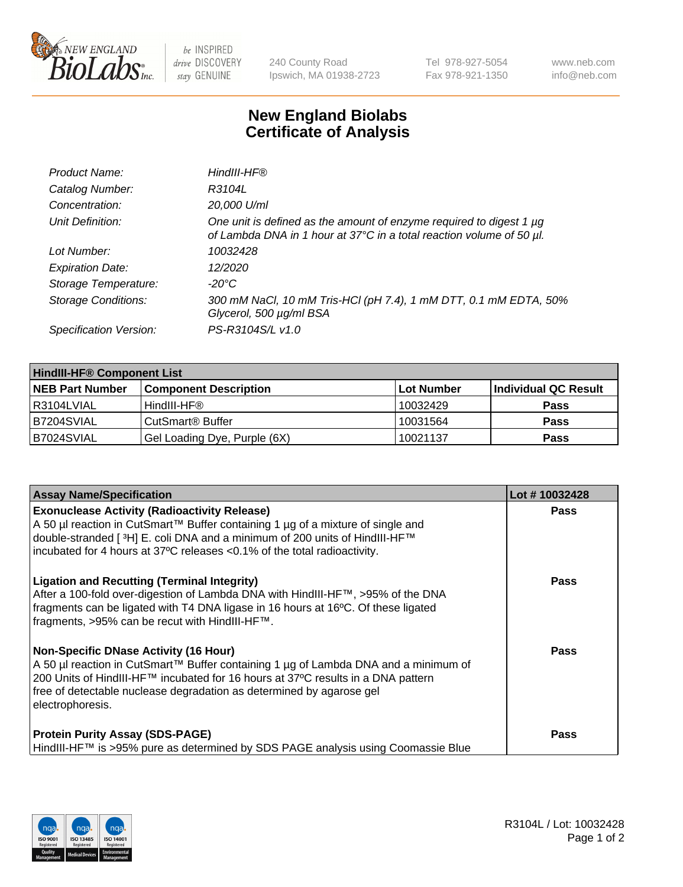240 County Road
Ipswich, MA 01938-2723

Tel 978-927-5054
Fax 978-921-1350

www.neb.com
info@neb.com

# New England Biolabs
# Certificate of Analysis

| | |
|---|---|
| *Product Name:* | *HindIII-HF®* |
| *Catalog Number:* | *R3104L* |
| *Concentration:* | *20,000 U/ml* |
| *Unit Definition:* | *One unit is defined as the amount of enzyme required to digest 1 µg of Lambda DNA in 1 hour at 37°C in a total reaction volume of 50 µl.* |
| *Lot Number:* | *10032428* |
| *Expiration Date:* | *12/2020* |
| *Storage Temperature:* | *-20°C* |
| *Storage Conditions:* | *300 mM NaCl, 10 mM Tris-HCl (pH 7.4), 1 mM DTT, 0.1 mM EDTA, 50% Glycerol, 500 µg/ml BSA* |
| *Specification Version:* | *PS-R3104S/L v1.0* |

| HindIII-HF® Component List | | | |
|---|---|---|---|
| **NEB Part Number** | **Component Description** | **Lot Number** | **Individual QC Result** |
| R3104LVIAL | HindIII-HF® | 10032429 | **Pass** |
| B7204SVIAL | CutSmart® Buffer | 10031564 | **Pass** |
| B7024SVIAL | Gel Loading Dye, Purple (6X) | 10021137 | **Pass** |

| Assay Name/Specification | Lot # 10032428 |
|---|---|
| **Exonuclease Activity (Radioactivity Release)**<br>A 50 µl reaction in CutSmart™ Buffer containing 1 µg of a mixture of single and double-stranded [ $^3$H] E. coli DNA and a minimum of 200 units of HindIII-HF™ incubated for 4 hours at 37ºC releases <0.1% of the total radioactivity. | **Pass** |
| **Ligation and Recutting (Terminal Integrity)**<br>After a 100-fold over-digestion of Lambda DNA with HindIII-HF™, >95% of the DNA fragments can be ligated with T4 DNA ligase in 16 hours at 16ºC. Of these ligated fragments, >95% can be recut with HindIII-HF™. | **Pass** |
| **Non-Specific DNase Activity (16 Hour)**<br>A 50 µl reaction in CutSmart™ Buffer containing 1 µg of Lambda DNA and a minimum of 200 Units of HindIII-HF™ incubated for 16 hours at 37ºC results in a DNA pattern free of detectable nuclease degradation as determined by agarose gel electrophoresis. | **Pass** |
| **Protein Purity Assay (SDS-PAGE)**<br>HindIII-HF™ is >95% pure as determined by SDS PAGE analysis using Coomassie Blue | **Pass** |

R3104L / Lot: 10032428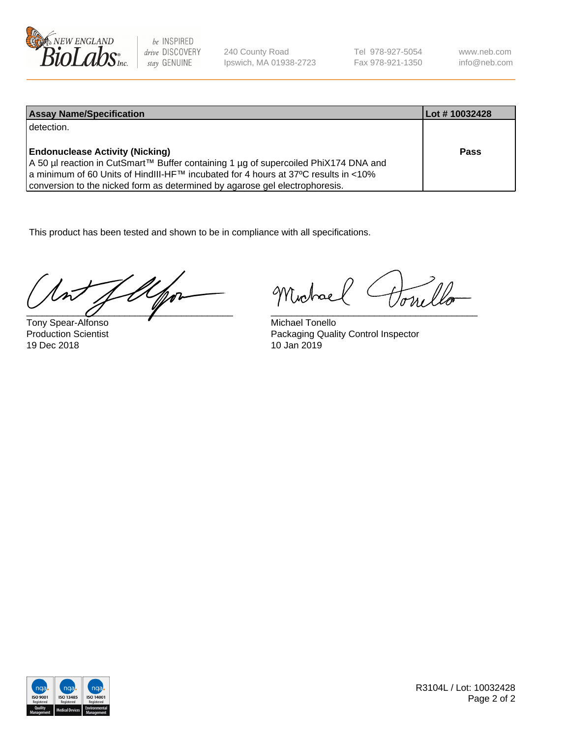| Assay Name/Specification | Lot # 10032428 |
|---|---|
| detection. | |
| **Endonuclease Activity (Nicking)**<br>A 50 µl reaction in CutSmart™ Buffer containing 1 µg of supercoiled PhiX174 DNA and a minimum of 60 Units of HindIII-HF™ incubated for 4 hours at 37ºC results in <10% conversion to the nicked form as determined by agarose gel electrophoresis. | **Pass** |

This product has been tested and shown to be in compliance with all specifications.

Tony Spear-Alfonso
Production Scientist
19 Dec 2018

Michael Tonello
Packaging Quality Control Inspector
10 Jan 2019

R3104L / Lot: 10032428